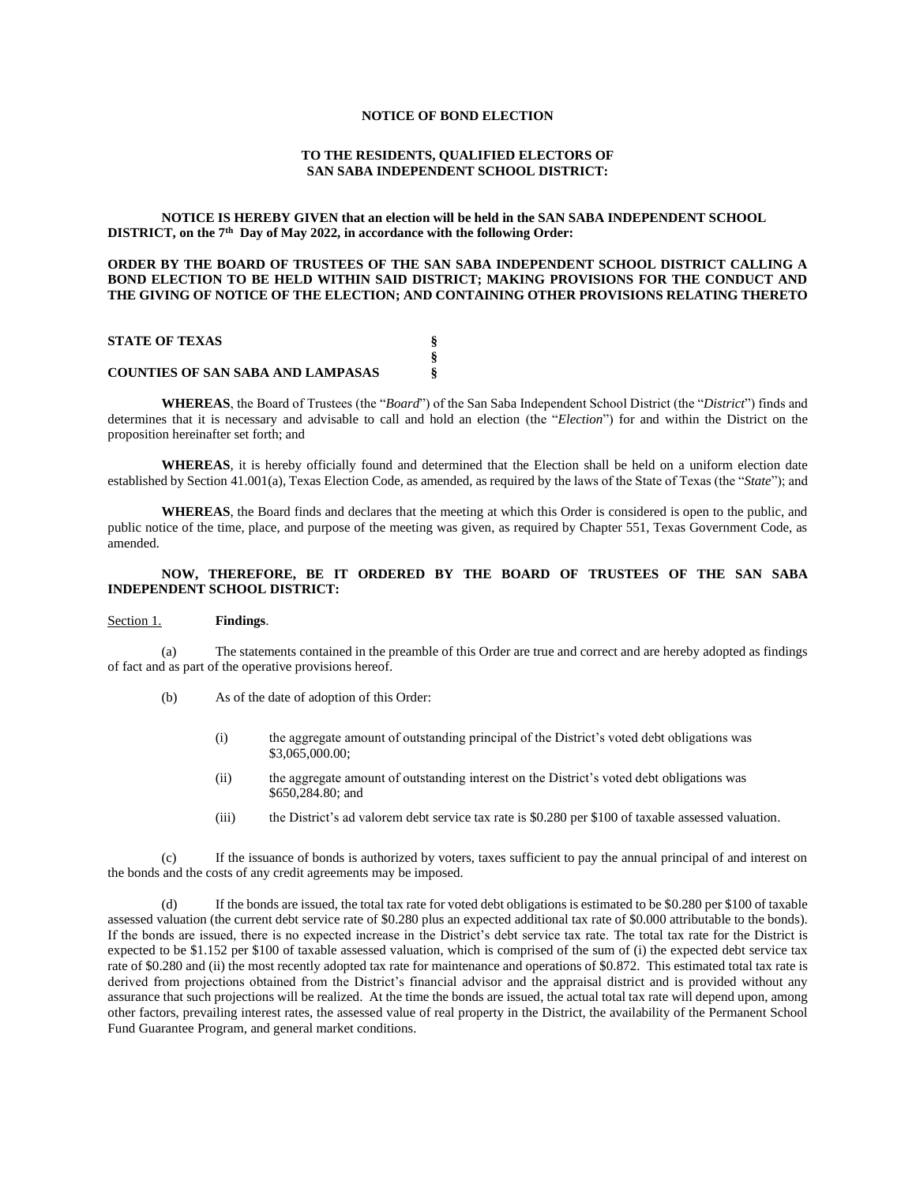**NOTICE OF BOND ELECTION**

**TO THE RESIDENTS, QUALIFIED ELECTORS OF SAN SABA INDEPENDENT SCHOOL DISTRICT:**

**NOTICE IS HEREBY GIVEN that an election will be held in the SAN SABA INDEPENDENT SCHOOL DISTRICT, on the 7th Day of May 2022, in accordance with the following Order:**

**ORDER BY THE BOARD OF TRUSTEES OF THE SAN SABA INDEPENDENT SCHOOL DISTRICT CALLING A BOND ELECTION TO BE HELD WITHIN SAID DISTRICT; MAKING PROVISIONS FOR THE CONDUCT AND THE GIVING OF NOTICE OF THE ELECTION; AND CONTAINING OTHER PROVISIONS RELATING THERETO**

**STATE OF TEXAS** §
§
**COUNTIES OF SAN SABA AND LAMPASAS** §

**WHEREAS**, the Board of Trustees (the "*Board*") of the San Saba Independent School District (the "*District*") finds and determines that it is necessary and advisable to call and hold an election (the "*Election*") for and within the District on the proposition hereinafter set forth; and

**WHEREAS**, it is hereby officially found and determined that the Election shall be held on a uniform election date established by Section 41.001(a), Texas Election Code, as amended, as required by the laws of the State of Texas (the "*State*"); and

**WHEREAS**, the Board finds and declares that the meeting at which this Order is considered is open to the public, and public notice of the time, place, and purpose of the meeting was given, as required by Chapter 551, Texas Government Code, as amended.

**NOW, THEREFORE, BE IT ORDERED BY THE BOARD OF TRUSTEES OF THE SAN SABA INDEPENDENT SCHOOL DISTRICT:**

Section 1. **Findings**.

(a) The statements contained in the preamble of this Order are true and correct and are hereby adopted as findings of fact and as part of the operative provisions hereof.

(b) As of the date of adoption of this Order:

(i) the aggregate amount of outstanding principal of the District's voted debt obligations was $3,065,000.00;

(ii) the aggregate amount of outstanding interest on the District's voted debt obligations was $650,284.80; and

(iii) the District's ad valorem debt service tax rate is $0.280 per $100 of taxable assessed valuation.

(c) If the issuance of bonds is authorized by voters, taxes sufficient to pay the annual principal of and interest on the bonds and the costs of any credit agreements may be imposed.

(d) If the bonds are issued, the total tax rate for voted debt obligations is estimated to be $0.280 per $100 of taxable assessed valuation (the current debt service rate of $0.280 plus an expected additional tax rate of $0.000 attributable to the bonds). If the bonds are issued, there is no expected increase in the District's debt service tax rate. The total tax rate for the District is expected to be $1.152 per $100 of taxable assessed valuation, which is comprised of the sum of (i) the expected debt service tax rate of $0.280 and (ii) the most recently adopted tax rate for maintenance and operations of $0.872. This estimated total tax rate is derived from projections obtained from the District's financial advisor and the appraisal district and is provided without any assurance that such projections will be realized. At the time the bonds are issued, the actual total tax rate will depend upon, among other factors, prevailing interest rates, the assessed value of real property in the District, the availability of the Permanent School Fund Guarantee Program, and general market conditions.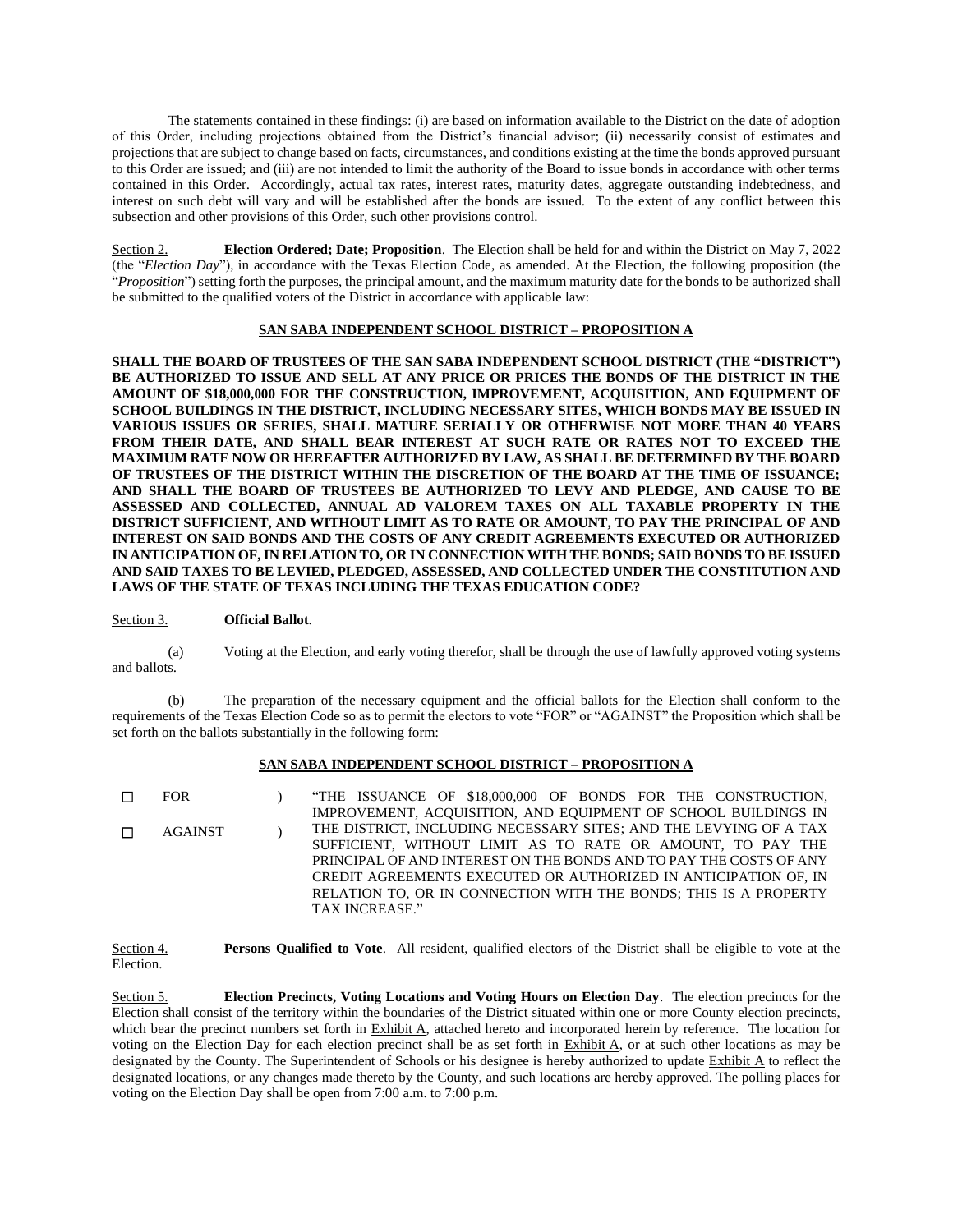The statements contained in these findings: (i) are based on information available to the District on the date of adoption of this Order, including projections obtained from the District's financial advisor; (ii) necessarily consist of estimates and projections that are subject to change based on facts, circumstances, and conditions existing at the time the bonds approved pursuant to this Order are issued; and (iii) are not intended to limit the authority of the Board to issue bonds in accordance with other terms contained in this Order. Accordingly, actual tax rates, interest rates, maturity dates, aggregate outstanding indebtedness, and interest on such debt will vary and will be established after the bonds are issued. To the extent of any conflict between this subsection and other provisions of this Order, such other provisions control.

Section 2. **Election Ordered; Date; Proposition**. The Election shall be held for and within the District on May 7, 2022 (the "*Election Day*"), in accordance with the Texas Election Code, as amended. At the Election, the following proposition (the "*Proposition*") setting forth the purposes, the principal amount, and the maximum maturity date for the bonds to be authorized shall be submitted to the qualified voters of the District in accordance with applicable law:

**SAN SABA INDEPENDENT SCHOOL DISTRICT – PROPOSITION A**

**SHALL THE BOARD OF TRUSTEES OF THE SAN SABA INDEPENDENT SCHOOL DISTRICT (THE "DISTRICT") BE AUTHORIZED TO ISSUE AND SELL AT ANY PRICE OR PRICES THE BONDS OF THE DISTRICT IN THE AMOUNT OF $18,000,000 FOR THE CONSTRUCTION, IMPROVEMENT, ACQUISITION, AND EQUIPMENT OF SCHOOL BUILDINGS IN THE DISTRICT, INCLUDING NECESSARY SITES, WHICH BONDS MAY BE ISSUED IN VARIOUS ISSUES OR SERIES, SHALL MATURE SERIALLY OR OTHERWISE NOT MORE THAN 40 YEARS FROM THEIR DATE, AND SHALL BEAR INTEREST AT SUCH RATE OR RATES NOT TO EXCEED THE MAXIMUM RATE NOW OR HEREAFTER AUTHORIZED BY LAW, AS SHALL BE DETERMINED BY THE BOARD OF TRUSTEES OF THE DISTRICT WITHIN THE DISCRETION OF THE BOARD AT THE TIME OF ISSUANCE; AND SHALL THE BOARD OF TRUSTEES BE AUTHORIZED TO LEVY AND PLEDGE, AND CAUSE TO BE ASSESSED AND COLLECTED, ANNUAL AD VALOREM TAXES ON ALL TAXABLE PROPERTY IN THE DISTRICT SUFFICIENT, AND WITHOUT LIMIT AS TO RATE OR AMOUNT, TO PAY THE PRINCIPAL OF AND INTEREST ON SAID BONDS AND THE COSTS OF ANY CREDIT AGREEMENTS EXECUTED OR AUTHORIZED IN ANTICIPATION OF, IN RELATION TO, OR IN CONNECTION WITH THE BONDS; SAID BONDS TO BE ISSUED AND SAID TAXES TO BE LEVIED, PLEDGED, ASSESSED, AND COLLECTED UNDER THE CONSTITUTION AND LAWS OF THE STATE OF TEXAS INCLUDING THE TEXAS EDUCATION CODE?**

Section 3. **Official Ballot**.

(a) Voting at the Election, and early voting therefor, shall be through the use of lawfully approved voting systems and ballots.

(b) The preparation of the necessary equipment and the official ballots for the Election shall conform to the requirements of the Texas Election Code so as to permit the electors to vote "FOR" or "AGAINST" the Proposition which shall be set forth on the ballots substantially in the following form:

**SAN SABA INDEPENDENT SCHOOL DISTRICT – PROPOSITION A**

☐ FOR )
☐ AGAINST )

"THE ISSUANCE OF $18,000,000 OF BONDS FOR THE CONSTRUCTION, IMPROVEMENT, ACQUISITION, AND EQUIPMENT OF SCHOOL BUILDINGS IN THE DISTRICT, INCLUDING NECESSARY SITES; AND THE LEVYING OF A TAX SUFFICIENT, WITHOUT LIMIT AS TO RATE OR AMOUNT, TO PAY THE PRINCIPAL OF AND INTEREST ON THE BONDS AND TO PAY THE COSTS OF ANY CREDIT AGREEMENTS EXECUTED OR AUTHORIZED IN ANTICIPATION OF, IN RELATION TO, OR IN CONNECTION WITH THE BONDS; THIS IS A PROPERTY TAX INCREASE."

Section 4. **Persons Qualified to Vote**. All resident, qualified electors of the District shall be eligible to vote at the Election.

Section 5. **Election Precincts, Voting Locations and Voting Hours on Election Day**. The election precincts for the Election shall consist of the territory within the boundaries of the District situated within one or more County election precincts, which bear the precinct numbers set forth in Exhibit A, attached hereto and incorporated herein by reference. The location for voting on the Election Day for each election precinct shall be as set forth in Exhibit A, or at such other locations as may be designated by the County. The Superintendent of Schools or his designee is hereby authorized to update Exhibit A to reflect the designated locations, or any changes made thereto by the County, and such locations are hereby approved. The polling places for voting on the Election Day shall be open from 7:00 a.m. to 7:00 p.m.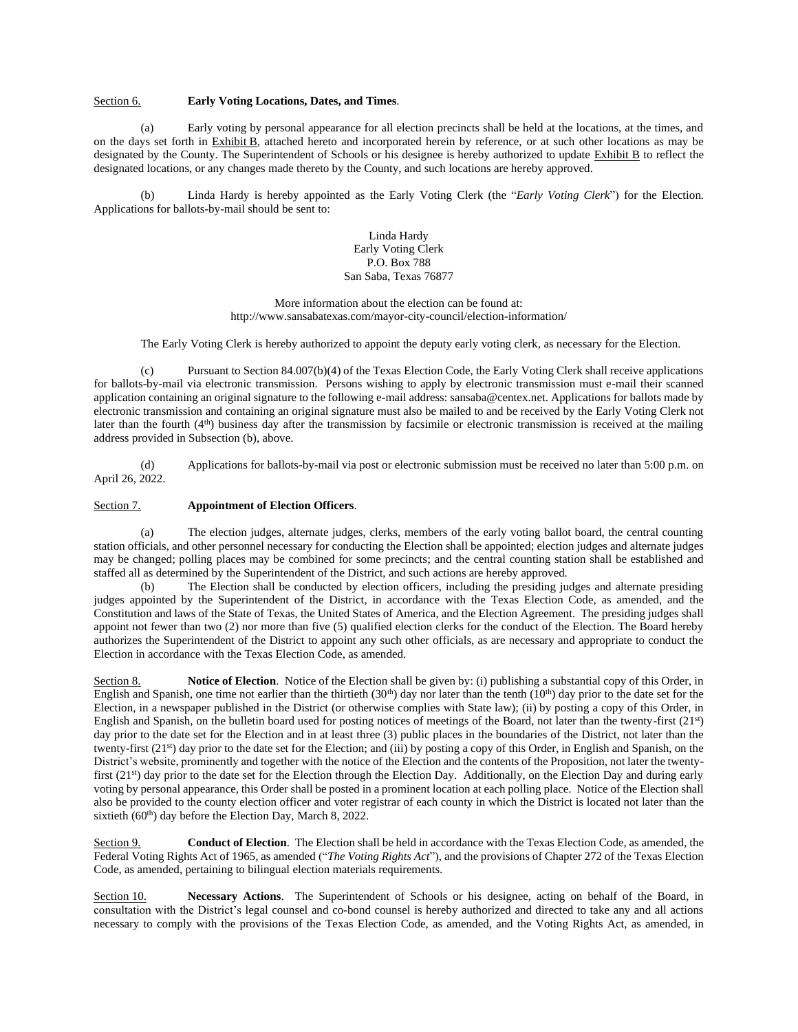Section 6. **Early Voting Locations, Dates, and Times**.

(a) Early voting by personal appearance for all election precincts shall be held at the locations, at the times, and on the days set forth in Exhibit B, attached hereto and incorporated herein by reference, or at such other locations as may be designated by the County. The Superintendent of Schools or his designee is hereby authorized to update Exhibit B to reflect the designated locations, or any changes made thereto by the County, and such locations are hereby approved.

(b) Linda Hardy is hereby appointed as the Early Voting Clerk (the "*Early Voting Clerk*") for the Election. Applications for ballots-by-mail should be sent to:

Linda Hardy
Early Voting Clerk
P.O. Box 788
San Saba, Texas 76877

More information about the election can be found at:
http://www.sansabatexas.com/mayor-city-council/election-information/

The Early Voting Clerk is hereby authorized to appoint the deputy early voting clerk, as necessary for the Election.

(c) Pursuant to Section 84.007(b)(4) of the Texas Election Code, the Early Voting Clerk shall receive applications for ballots-by-mail via electronic transmission. Persons wishing to apply by electronic transmission must e-mail their scanned application containing an original signature to the following e-mail address: sansaba@centex.net. Applications for ballots made by electronic transmission and containing an original signature must also be mailed to and be received by the Early Voting Clerk not later than the fourth (4th) business day after the transmission by facsimile or electronic transmission is received at the mailing address provided in Subsection (b), above.

(d) Applications for ballots-by-mail via post or electronic submission must be received no later than 5:00 p.m. on April 26, 2022.

Section 7. **Appointment of Election Officers**.

(a) The election judges, alternate judges, clerks, members of the early voting ballot board, the central counting station officials, and other personnel necessary for conducting the Election shall be appointed; election judges and alternate judges may be changed; polling places may be combined for some precincts; and the central counting station shall be established and staffed all as determined by the Superintendent of the District, and such actions are hereby approved.

(b) The Election shall be conducted by election officers, including the presiding judges and alternate presiding judges appointed by the Superintendent of the District, in accordance with the Texas Election Code, as amended, and the Constitution and laws of the State of Texas, the United States of America, and the Election Agreement. The presiding judges shall appoint not fewer than two (2) nor more than five (5) qualified election clerks for the conduct of the Election. The Board hereby authorizes the Superintendent of the District to appoint any such other officials, as are necessary and appropriate to conduct the Election in accordance with the Texas Election Code, as amended.

Section 8. **Notice of Election**. Notice of the Election shall be given by: (i) publishing a substantial copy of this Order, in English and Spanish, one time not earlier than the thirtieth (30th) day nor later than the tenth (10th) day prior to the date set for the Election, in a newspaper published in the District (or otherwise complies with State law); (ii) by posting a copy of this Order, in English and Spanish, on the bulletin board used for posting notices of meetings of the Board, not later than the twenty-first (21st) day prior to the date set for the Election and in at least three (3) public places in the boundaries of the District, not later than the twenty-first (21st) day prior to the date set for the Election; and (iii) by posting a copy of this Order, in English and Spanish, on the District's website, prominently and together with the notice of the Election and the contents of the Proposition, not later the twenty-first (21st) day prior to the date set for the Election through the Election Day. Additionally, on the Election Day and during early voting by personal appearance, this Order shall be posted in a prominent location at each polling place. Notice of the Election shall also be provided to the county election officer and voter registrar of each county in which the District is located not later than the sixtieth (60th) day before the Election Day, March 8, 2022.

Section 9. **Conduct of Election**. The Election shall be held in accordance with the Texas Election Code, as amended, the Federal Voting Rights Act of 1965, as amended ("*The Voting Rights Act*"), and the provisions of Chapter 272 of the Texas Election Code, as amended, pertaining to bilingual election materials requirements.

Section 10. **Necessary Actions**. The Superintendent of Schools or his designee, acting on behalf of the Board, in consultation with the District's legal counsel and co-bond counsel is hereby authorized and directed to take any and all actions necessary to comply with the provisions of the Texas Election Code, as amended, and the Voting Rights Act, as amended, in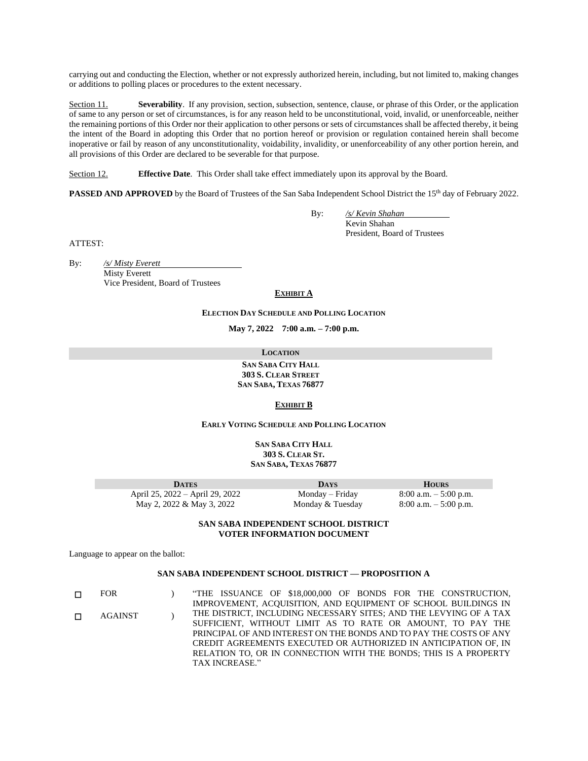carrying out and conducting the Election, whether or not expressly authorized herein, including, but not limited to, making changes or additions to polling places or procedures to the extent necessary.

Section 11. **Severability**. If any provision, section, subsection, sentence, clause, or phrase of this Order, or the application of same to any person or set of circumstances, is for any reason held to be unconstitutional, void, invalid, or unenforceable, neither the remaining portions of this Order nor their application to other persons or sets of circumstances shall be affected thereby, it being the intent of the Board in adopting this Order that no portion hereof or provision or regulation contained herein shall become inoperative or fail by reason of any unconstitutionality, voidability, invalidity, or unenforceability of any other portion herein, and all provisions of this Order are declared to be severable for that purpose.

Section 12. **Effective Date**. This Order shall take effect immediately upon its approval by the Board.

**PASSED AND APPROVED** by the Board of Trustees of the San Saba Independent School District the 15th day of February 2022.

By: */s/ Kevin Shahan*
Kevin Shahan
President, Board of Trustees

ATTEST:

By: */s/ Misty Everett*
Misty Everett
Vice President, Board of Trustees

**EXHIBIT A**

**ELECTION DAY SCHEDULE AND POLLING LOCATION**

**May 7, 2022 7:00 a.m. – 7:00 p.m.**

| LOCATION |
|---|
| SAN SABA CITY HALL<br>303 S. CLEAR STREET<br>SAN SABA, TEXAS 76877 |

**EXHIBIT B**

**EARLY VOTING SCHEDULE AND POLLING LOCATION**

**SAN SABA CITY HALL**
**303 S. CLEAR ST.**
**SAN SABA, TEXAS 76877**

| DATES | DAYS | HOURS |
|---|---|---|
| April 25, 2022 – April 29, 2022 | Monday – Friday | 8:00 a.m. – 5:00 p.m. |
| May 2, 2022 & May 3, 2022 | Monday & Tuesday | 8:00 a.m. – 5:00 p.m. |

**SAN SABA INDEPENDENT SCHOOL DISTRICT**
**VOTER INFORMATION DOCUMENT**

Language to appear on the ballot:

**SAN SABA INDEPENDENT SCHOOL DISTRICT — PROPOSITION A**

☐ FOR )
☐ AGAINST )

"THE ISSUANCE OF $18,000,000 OF BONDS FOR THE CONSTRUCTION, IMPROVEMENT, ACQUISITION, AND EQUIPMENT OF SCHOOL BUILDINGS IN THE DISTRICT, INCLUDING NECESSARY SITES; AND THE LEVYING OF A TAX SUFFICIENT, WITHOUT LIMIT AS TO RATE OR AMOUNT, TO PAY THE PRINCIPAL OF AND INTEREST ON THE BONDS AND TO PAY THE COSTS OF ANY CREDIT AGREEMENTS EXECUTED OR AUTHORIZED IN ANTICIPATION OF, IN RELATION TO, OR IN CONNECTION WITH THE BONDS; THIS IS A PROPERTY TAX INCREASE."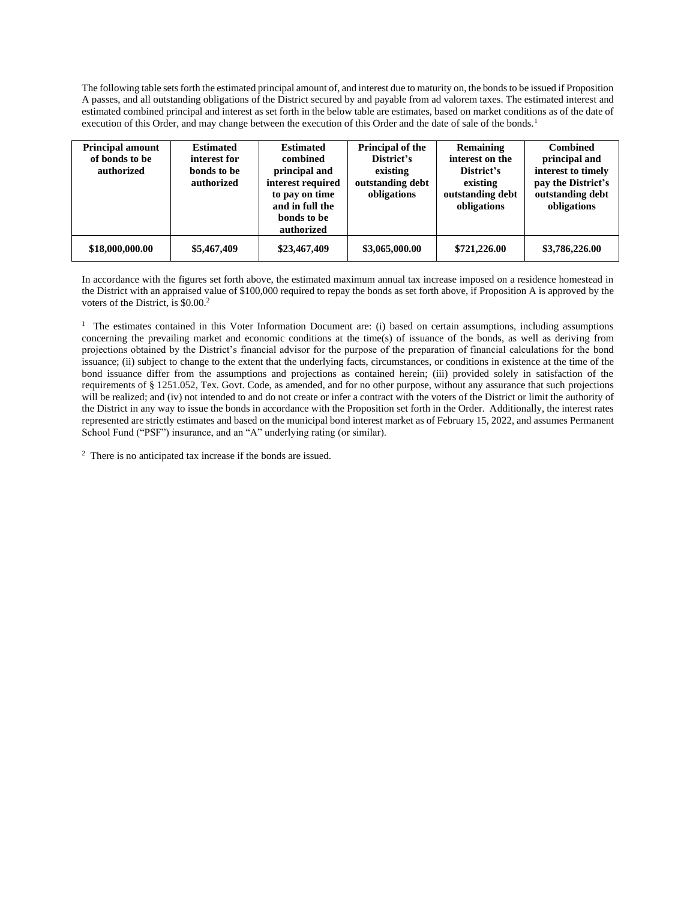The following table sets forth the estimated principal amount of, and interest due to maturity on, the bonds to be issued if Proposition A passes, and all outstanding obligations of the District secured by and payable from ad valorem taxes. The estimated interest and estimated combined principal and interest as set forth in the below table are estimates, based on market conditions as of the date of execution of this Order, and may change between the execution of this Order and the date of sale of the bonds.[1]

| Principal amount of bonds to be authorized | Estimated interest for bonds to be authorized | Estimated combined principal and interest required to pay on time and in full the bonds to be authorized | Principal of the District's existing outstanding debt obligations | Remaining interest on the District's existing outstanding debt obligations | Combined principal and interest to timely pay the District's outstanding debt obligations |
|---|---|---|---|---|---|
| **$18,000,000.00** | **$5,467,409** | **$23,467,409** | **$3,065,000.00** | **$721,226.00** | **$3,786,226.00** |

In accordance with the figures set forth above, the estimated maximum annual tax increase imposed on a residence homestead in the District with an appraised value of $100,000 required to repay the bonds as set forth above, if Proposition A is approved by the voters of the District, is $0.00.[2]

[1] The estimates contained in this Voter Information Document are: (i) based on certain assumptions, including assumptions concerning the prevailing market and economic conditions at the time(s) of issuance of the bonds, as well as deriving from projections obtained by the District's financial advisor for the purpose of the preparation of financial calculations for the bond issuance; (ii) subject to change to the extent that the underlying facts, circumstances, or conditions in existence at the time of the bond issuance differ from the assumptions and projections as contained herein; (iii) provided solely in satisfaction of the requirements of § 1251.052, Tex. Govt. Code, as amended, and for no other purpose, without any assurance that such projections will be realized; and (iv) not intended to and do not create or infer a contract with the voters of the District or limit the authority of the District in any way to issue the bonds in accordance with the Proposition set forth in the Order. Additionally, the interest rates represented are strictly estimates and based on the municipal bond interest market as of February 15, 2022, and assumes Permanent School Fund ("PSF") insurance, and an "A" underlying rating (or similar).

[2] There is no anticipated tax increase if the bonds are issued.